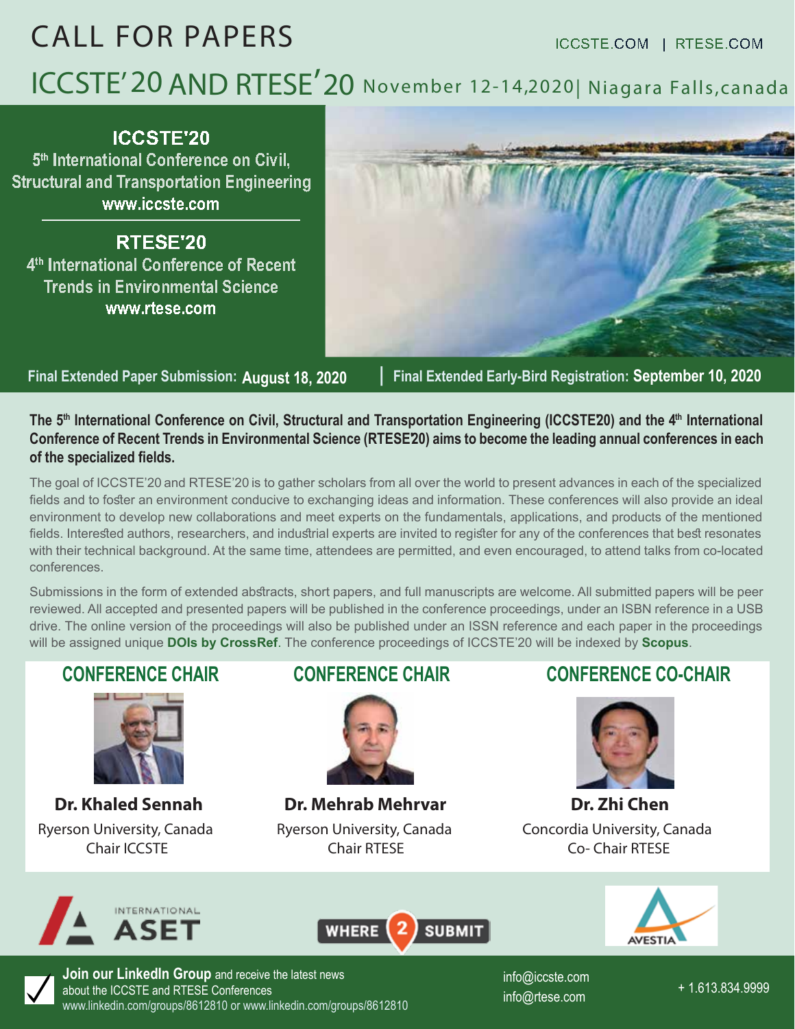# CALL FOR PAPERS

ICCSTE.COM | RTESE.COM

## ICCSTE'20 AND RTESE'20 November 12-14,2020| Niagara Falls,canada

### ICCSTE'20

5th International Conference on Civil, Structural and Transportation Engineering
www.iccste.com

### RTESE'20

4th International Conference of Recent Trends in Environmental Science
www.rtese.com

Final Extended Paper Submission: **August 18, 2020** | Final Extended Early-Bird Registration: **September 10, 2020**

**The 5th International Conference on Civil, Structural and Transportation Engineering (ICCSTE20) and the 4th International Conference of Recent Trends in Environmental Science (RTESE20) aims to become the leading annual conferences in each of the specialized fields.**

The goal of ICCSTE'20 and RTESE'20 is to gather scholars from all over the world to present advances in each of the specialized fields and to foster an environment conducive to exchanging ideas and information. These conferences will also provide an ideal environment to develop new collaborations and meet experts on the fundamentals, applications, and products of the mentioned fields. Interested authors, researchers, and industrial experts are invited to register for any of the conferences that best resonates with their technical background. At the same time, attendees are permitted, and even encouraged, to attend talks from co-located conferences.

Submissions in the form of extended abstracts, short papers, and full manuscripts are welcome. All submitted papers will be peer reviewed. All accepted and presented papers will be published in the conference proceedings, under an ISBN reference in a USB drive. The online version of the proceedings will also be published under an ISSN reference and each paper in the proceedings will be assigned unique **DOIs by CrossRef**. The conference proceedings of ICCSTE'20 will be indexed by **Scopus**.

### CONFERENCE CHAIR

**Dr. Khaled Sennah**
Ryerson University, Canada
Chair ICCSTE

### CONFERENCE CHAIR

**Dr. Mehrab Mehrvar**
Ryerson University, Canada
Chair RTESE

### CONFERENCE CO-CHAIR

**Dr. Zhi Chen**
Concordia University, Canada
Co- Chair RTESE

INTERNATIONAL ASET | WHERE 2 SUBMIT | AVESTIA

**Join our LinkedIn Group** and receive the latest news about the ICCSTE and RTESE Conferences
www.linkedin.com/groups/8612810 or www.linkedin.com/groups/8612810

info@iccste.com
info@rtese.com

+ 1.613.834.9999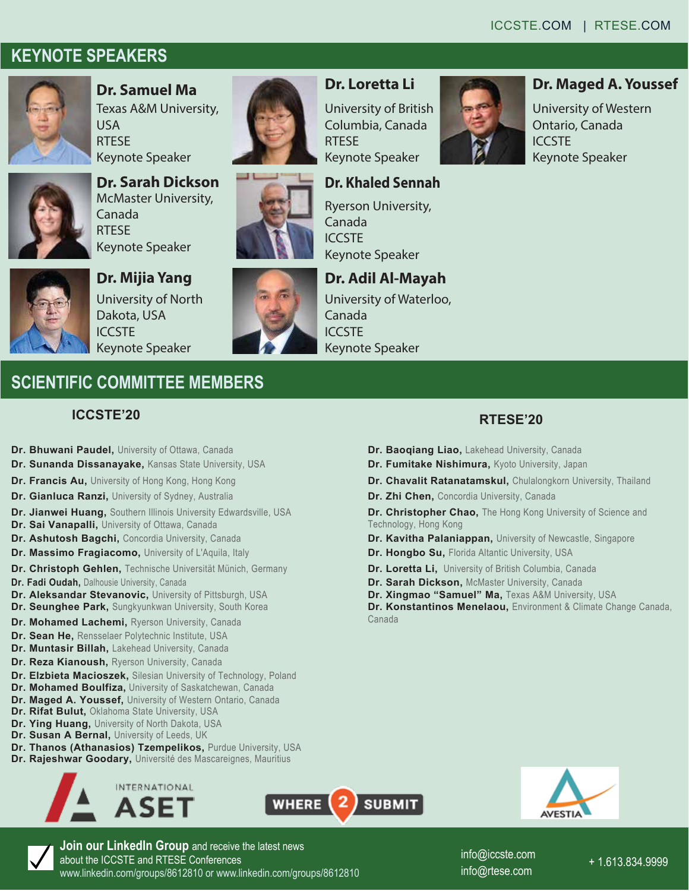ICCSTE.COM | RTESE.COM

## KEYNOTE SPEAKERS

**Dr. Samuel Ma**
Texas A&M University, USA
RTESE
Keynote Speaker

**Dr. Loretta Li**
University of British Columbia, Canada
RTESE
Keynote Speaker

**Dr. Maged A. Youssef**
University of Western Ontario, Canada
ICCSTE
Keynote Speaker

**Dr. Sarah Dickson**
McMaster University, Canada
RTESE
Keynote Speaker

**Dr. Khaled Sennah**
Ryerson University, Canada
ICCSTE
Keynote Speaker

**Dr. Mijia Yang**
University of North Dakota, USA
ICCSTE
Keynote Speaker

**Dr. Adil Al-Mayah**
University of Waterloo, Canada
ICCSTE
Keynote Speaker

## SCIENTIFIC COMMITTEE MEMBERS

### ICCSTE'20

**Dr. Bhuwani Paudel,** University of Ottawa, Canada
**Dr. Sunanda Dissanayake,** Kansas State University, USA
**Dr. Francis Au,** University of Hong Kong, Hong Kong
**Dr. Gianluca Ranzi,** University of Sydney, Australia
**Dr. Jianwei Huang,** Southern Illinois University Edwardsville, USA
**Dr. Sai Vanapalli,** University of Ottawa, Canada
**Dr. Ashutosh Bagchi,** Concordia University, Canada
**Dr. Massimo Fragiacomo,** University of L'Aquila, Italy
**Dr. Christoph Gehlen,** Technische Universität Münich, Germany
**Dr. Fadi Oudah,** Dalhousie University, Canada
**Dr. Aleksandar Stevanovic,** University of Pittsburgh, USA
**Dr. Seunghee Park,** Sungkyunkwan University, South Korea
**Dr. Mohamed Lachemi,** Ryerson University, Canada
**Dr. Sean He,** Rensselaer Polytechnic Institute, USA
**Dr. Muntasir Billah,** Lakehead University, Canada
**Dr. Reza Kianoush,** Ryerson University, Canada
**Dr. Elzbieta Macioszek,** Silesian University of Technology, Poland
**Dr. Mohamed Boulfiza,** University of Saskatchewan, Canada
**Dr. Maged A. Youssef,** University of Western Ontario, Canada
**Dr. Rifat Bulut,** Oklahoma State University, USA
**Dr. Ying Huang,** University of North Dakota, USA
**Dr. Susan A Bernal,** University of Leeds, UK
**Dr. Thanos (Athanasios) Tzempelikos,** Purdue University, USA
**Dr. Rajeshwar Goodary,** Université des Mascareignes, Mauritius

### RTESE'20

**Dr. Baoqiang Liao,** Lakehead University, Canada
**Dr. Fumitake Nishimura,** Kyoto University, Japan
**Dr. Chavalit Ratanatamskul,** Chulalongkorn University, Thailand
**Dr. Zhi Chen,** Concordia University, Canada
**Dr. Christopher Chao,** The Hong Kong University of Science and Technology, Hong Kong
**Dr. Kavitha Palaniappan,** University of Newcastle, Singapore
**Dr. Hongbo Su,** Florida Altantic University, USA
**Dr. Loretta Li,** University of British Columbia, Canada
**Dr. Sarah Dickson,** McMaster University, Canada
**Dr. Xingmao "Samuel" Ma,** Texas A&M University, USA
**Dr. Konstantinos Menelaou,** Environment & Climate Change Canada, Canada

INTERNATIONAL ASET

WHERE 2 SUBMIT

AVESTIA

**Join our LinkedIn Group** and receive the latest news about the ICCSTE and RTESE Conferences
www.linkedin.com/groups/8612810 or www.linkedin.com/groups/8612810

info@iccste.com
info@rtese.com

+ 1.613.834.9999